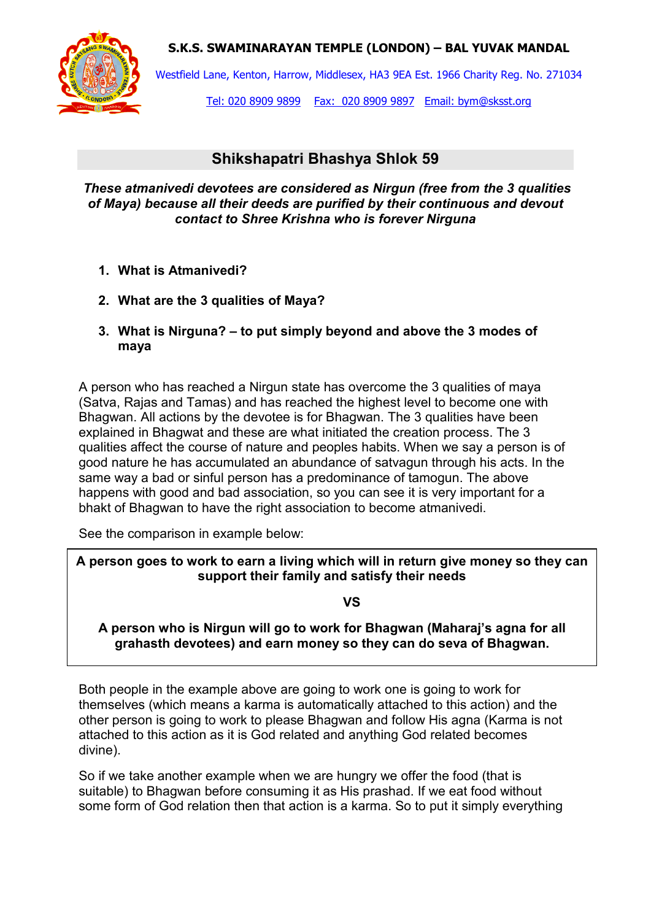**S.K.S. SWAMINARAYAN TEMPLE (LONDON) – BAL YUVAK MANDAL**

Westfield Lane, Kenton, Harrow, Middlesex, HA3 9EA Est. 1966 Charity Reg. No. 271034

Tel: 020 8909 9899 Fax: 020 8909 9897 Email: bym@sksst.org

## Shikshapatri Bhashya Shlok 59

***These atmanivedi devotees are considered as Nirgun (free from the 3 qualities of Maya) because all their deeds are purified by their continuous and devout contact to Shree Krishna who is forever Nirguna***

1. **What is Atmanivedi?**
2. **What are the 3 qualities of Maya?**
3. **What is Nirguna? – to put simply beyond and above the 3 modes of maya**

A person who has reached a Nirgun state has overcome the 3 qualities of maya (Satva, Rajas and Tamas) and has reached the highest level to become one with Bhagwan. All actions by the devotee is for Bhagwan. The 3 qualities have been explained in Bhagwat and these are what initiated the creation process. The 3 qualities affect the course of nature and peoples habits. When we say a person is of good nature he has accumulated an abundance of satvagun through his acts. In the same way a bad or sinful person has a predominance of tamogun. The above happens with good and bad association, so you can see it is very important for a bhakt of Bhagwan to have the right association to become atmanivedi.

See the comparison in example below:

**A person goes to work to earn a living which will in return give money so they can support their family and satisfy their needs**

**VS**

**A person who is Nirgun will go to work for Bhagwan (Maharaj's agna for all grahasth devotees) and earn money so they can do seva of Bhagwan.**

Both people in the example above are going to work one is going to work for themselves (which means a karma is automatically attached to this action) and the other person is going to work to please Bhagwan and follow His agna (Karma is not attached to this action as it is God related and anything God related becomes divine).

So if we take another example when we are hungry we offer the food (that is suitable) to Bhagwan before consuming it as His prashad. If we eat food without some form of God relation then that action is a karma. So to put it simply everything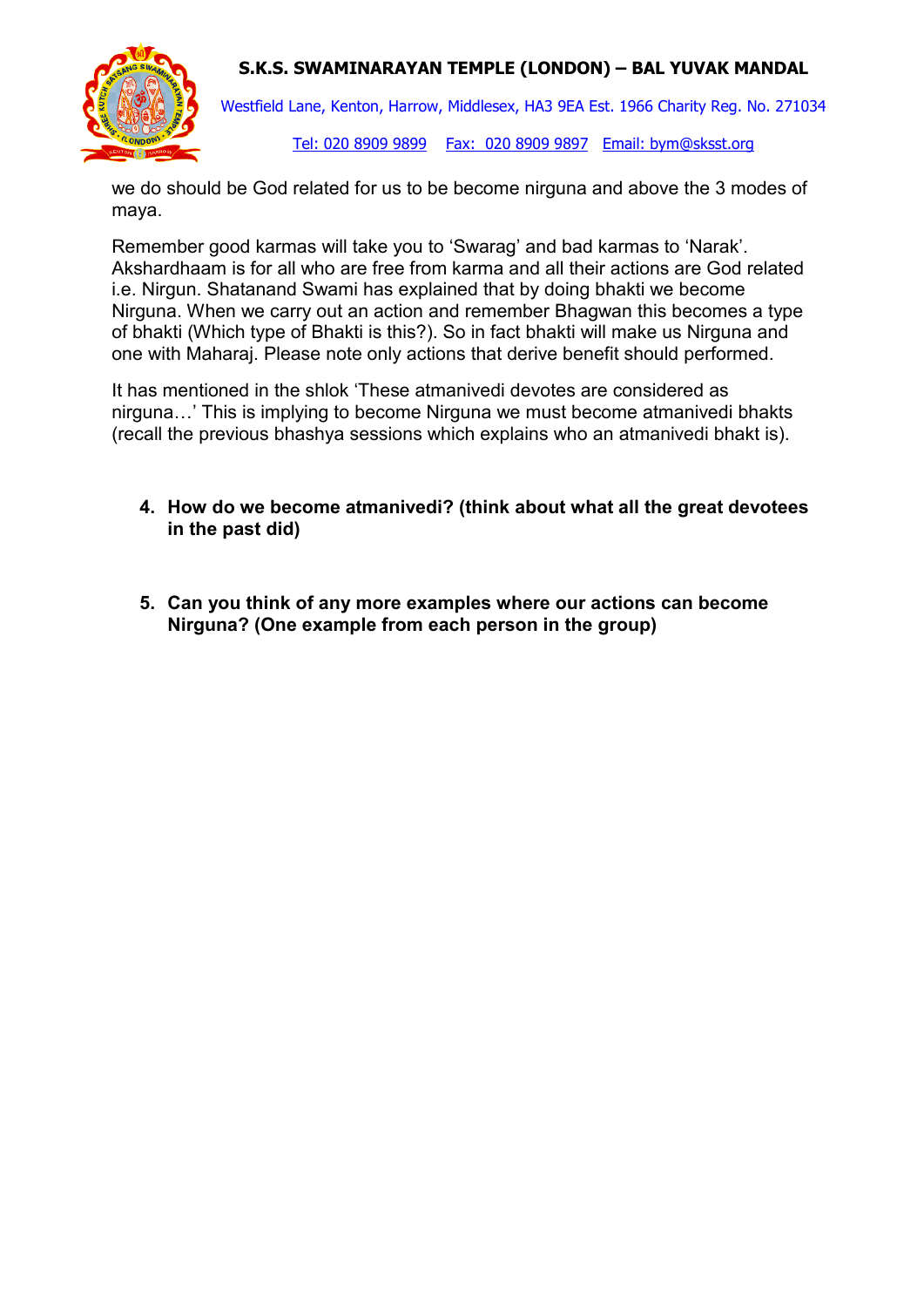we do should be God related for us to be become nirguna and above the 3 modes of maya.

Remember good karmas will take you to 'Swarag' and bad karmas to 'Narak'. Akshardhaam is for all who are free from karma and all their actions are God related i.e. Nirgun. Shatanand Swami has explained that by doing bhakti we become Nirguna. When we carry out an action and remember Bhagwan this becomes a type of bhakti (Which type of Bhakti is this?). So in fact bhakti will make us Nirguna and one with Maharaj. Please note only actions that derive benefit should performed.

It has mentioned in the shlok 'These atmanivedi devotes are considered as nirguna…' This is implying to become Nirguna we must become atmanivedi bhakts (recall the previous bhashya sessions which explains who an atmanivedi bhakt is).

4. **How do we become atmanivedi? (think about what all the great devotees in the past did)**

5. **Can you think of any more examples where our actions can become Nirguna? (One example from each person in the group)**